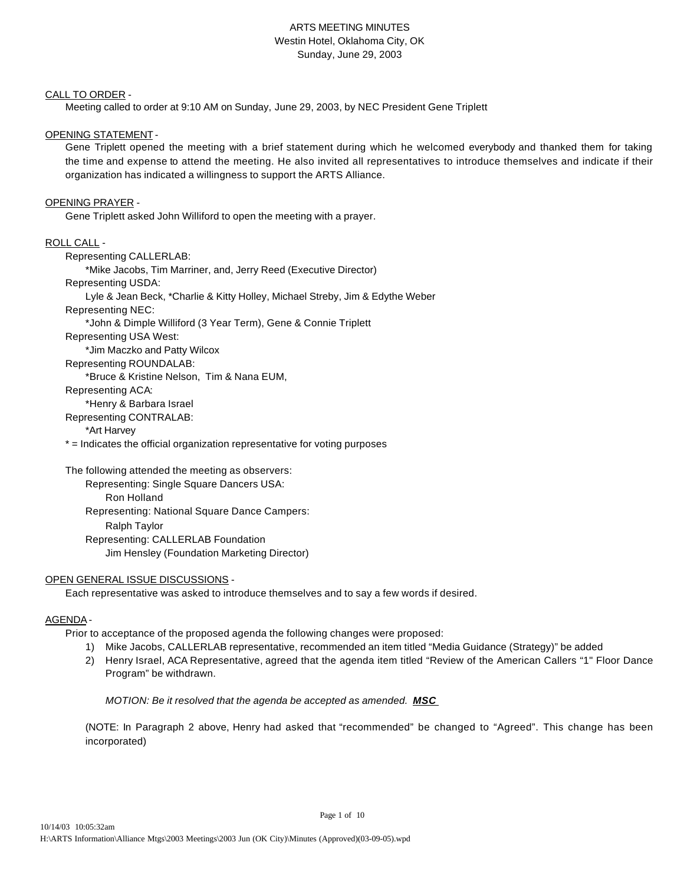# ARTS MEETING MINUTES
Westin Hotel, Oklahoma City, OK
Sunday, June 29, 2003

CALL TO ORDER -

Meeting called to order at 9:10 AM on Sunday, June 29, 2003, by NEC President Gene Triplett

OPENING STATEMENT -

Gene Triplett opened the meeting with a brief statement during which he welcomed everybody and thanked them for taking the time and expense to attend the meeting. He also invited all representatives to introduce themselves and indicate if their organization has indicated a willingness to support the ARTS Alliance.

OPENING PRAYER -

Gene Triplett asked John Williford to open the meeting with a prayer.

ROLL CALL -

Representing CALLERLAB:
- *Mike Jacobs, Tim Marriner, and, Jerry Reed (Executive Director)

Representing USDA:
- Lyle & Jean Beck, *Charlie & Kitty Holley, Michael Streby, Jim & Edythe Weber

Representing NEC:
- *John & Dimple Williford (3 Year Term), Gene & Connie Triplett

Representing USA West:
- *Jim Maczko and Patty Wilcox

Representing ROUNDALAB:
- *Bruce & Kristine Nelson, Tim & Nana EUM,

Representing ACA:
- *Henry & Barbara Israel

Representing CONTRALAB:
- *Art Harvey

* = Indicates the official organization representative for voting purposes

The following attended the meeting as observers:

Representing: Single Square Dancers USA:
- Ron Holland

Representing: National Square Dance Campers:
- Ralph Taylor

Representing: CALLERLAB Foundation
- Jim Hensley (Foundation Marketing Director)

OPEN GENERAL ISSUE DISCUSSIONS -

Each representative was asked to introduce themselves and to say a few words if desired.

AGENDA -

Prior to acceptance of the proposed agenda the following changes were proposed:

1) Mike Jacobs, CALLERLAB representative, recommended an item titled "Media Guidance (Strategy)" be added
2) Henry Israel, ACA Representative, agreed that the agenda item titled "Review of the American Callers "1" Floor Dance Program" be withdrawn.

*MOTION: Be it resolved that the agenda be accepted as amended.* ***MSC***

(NOTE: In Paragraph 2 above, Henry had asked that "recommended" be changed to "Agreed". This change has been incorporated)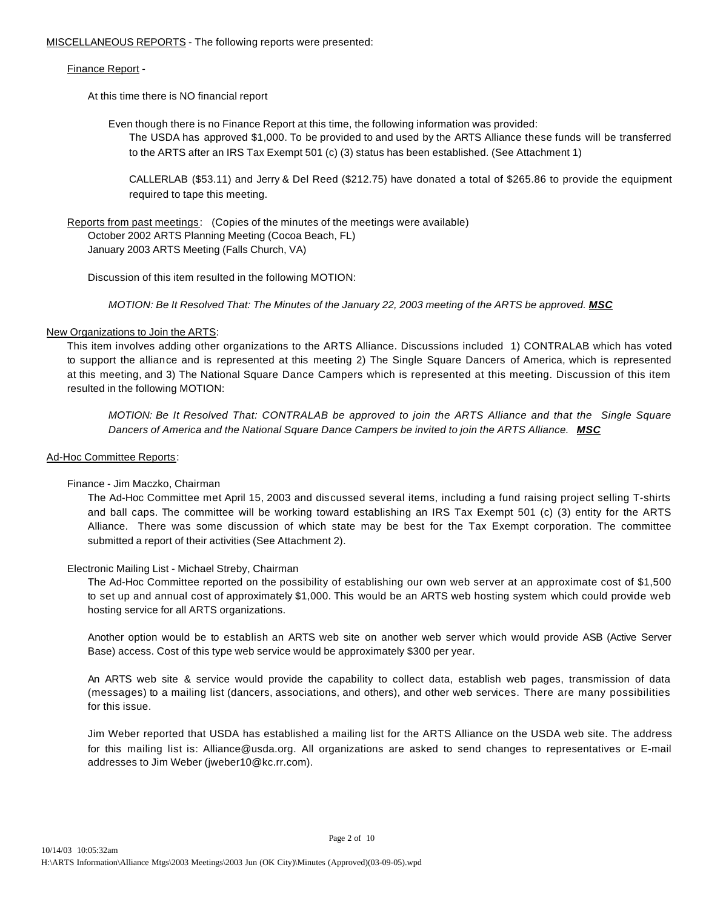MISCELLANEOUS REPORTS - The following reports were presented:

Finance Report -

At this time there is NO financial report

Even though there is no Finance Report at this time, the following information was provided:

The USDA has approved $1,000. To be provided to and used by the ARTS Alliance these funds will be transferred to the ARTS after an IRS Tax Exempt 501 (c) (3) status has been established. (See Attachment 1)

CALLERLAB ($53.11) and Jerry & Del Reed ($212.75) have donated a total of $265.86 to provide the equipment required to tape this meeting.

Reports from past meetings: (Copies of the minutes of the meetings were available)
October 2002 ARTS Planning Meeting (Cocoa Beach, FL)
January 2003 ARTS Meeting (Falls Church, VA)

Discussion of this item resulted in the following MOTION:

*MOTION: Be It Resolved That: The Minutes of the January 22, 2003 meeting of the ARTS be approved.* ***MSC***

New Organizations to Join the ARTS:

This item involves adding other organizations to the ARTS Alliance. Discussions included 1) CONTRALAB which has voted to support the alliance and is represented at this meeting 2) The Single Square Dancers of America, which is represented at this meeting, and 3) The National Square Dance Campers which is represented at this meeting. Discussion of this item resulted in the following MOTION:

*MOTION: Be It Resolved That: CONTRALAB be approved to join the ARTS Alliance and that the Single Square Dancers of America and the National Square Dance Campers be invited to join the ARTS Alliance.* ***MSC***

Ad-Hoc Committee Reports:

Finance - Jim Maczko, Chairman

The Ad-Hoc Committee met April 15, 2003 and discussed several items, including a fund raising project selling T-shirts and ball caps. The committee will be working toward establishing an IRS Tax Exempt 501 (c) (3) entity for the ARTS Alliance. There was some discussion of which state may be best for the Tax Exempt corporation. The committee submitted a report of their activities (See Attachment 2).

Electronic Mailing List - Michael Streby, Chairman

The Ad-Hoc Committee reported on the possibility of establishing our own web server at an approximate cost of $1,500 to set up and annual cost of approximately $1,000. This would be an ARTS web hosting system which could provide web hosting service for all ARTS organizations.

Another option would be to establish an ARTS web site on another web server which would provide ASB (Active Server Base) access. Cost of this type web service would be approximately $300 per year.

An ARTS web site & service would provide the capability to collect data, establish web pages, transmission of data (messages) to a mailing list (dancers, associations, and others), and other web services. There are many possibilities for this issue.

Jim Weber reported that USDA has established a mailing list for the ARTS Alliance on the USDA web site. The address for this mailing list is: Alliance@usda.org. All organizations are asked to send changes to representatives or E-mail addresses to Jim Weber (jweber10@kc.rr.com).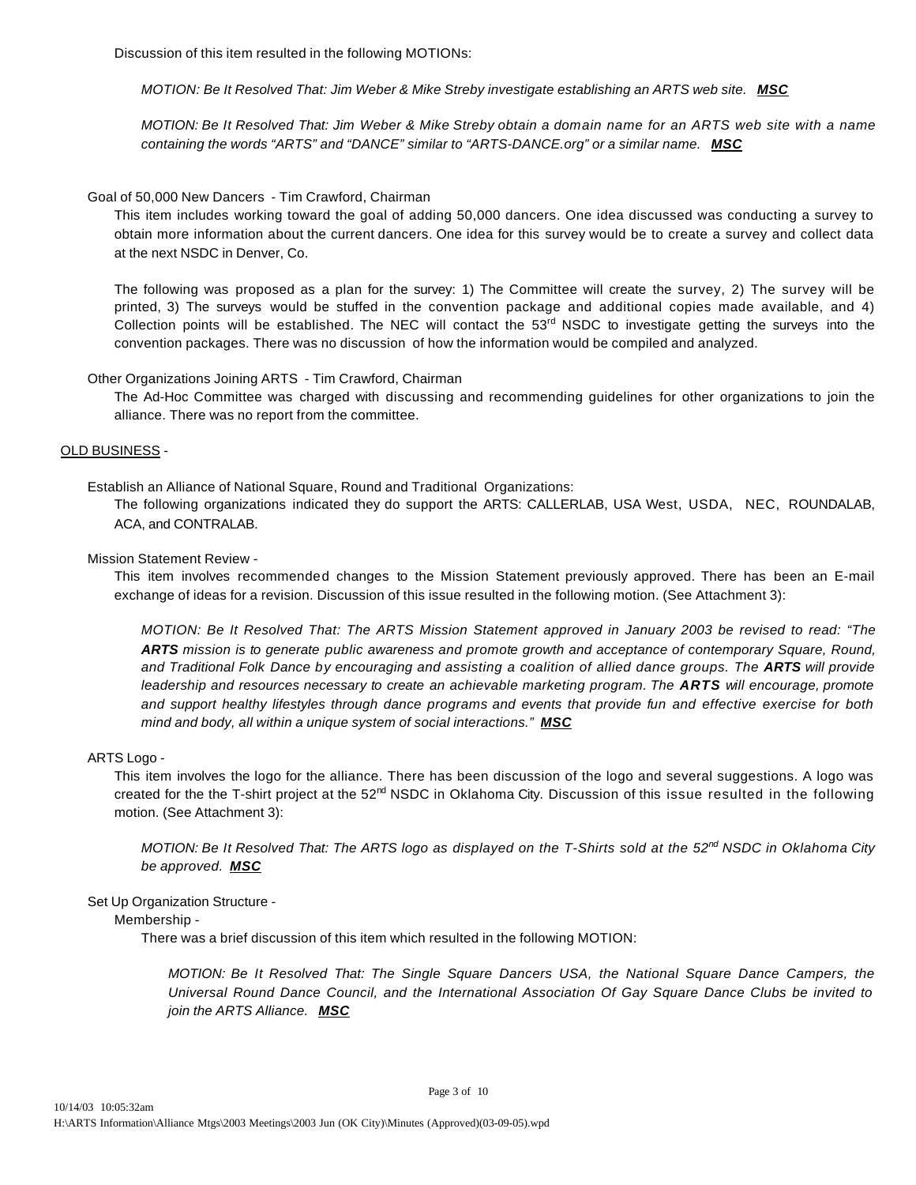Discussion of this item resulted in the following MOTIONs:

*MOTION: Be It Resolved That: Jim Weber & Mike Streby investigate establishing an ARTS web site.* ***MSC***

*MOTION: Be It Resolved That: Jim Weber & Mike Streby obtain a domain name for an ARTS web site with a name containing the words "ARTS" and "DANCE" similar to "ARTS-DANCE.org" or a similar name.* ***MSC***

Goal of 50,000 New Dancers - Tim Crawford, Chairman

This item includes working toward the goal of adding 50,000 dancers. One idea discussed was conducting a survey to obtain more information about the current dancers. One idea for this survey would be to create a survey and collect data at the next NSDC in Denver, Co.

The following was proposed as a plan for the survey: 1) The Committee will create the survey, 2) The survey will be printed, 3) The surveys would be stuffed in the convention package and additional copies made available, and 4) Collection points will be established. The NEC will contact the 53rd NSDC to investigate getting the surveys into the convention packages. There was no discussion of how the information would be compiled and analyzed.

Other Organizations Joining ARTS - Tim Crawford, Chairman

The Ad-Hoc Committee was charged with discussing and recommending guidelines for other organizations to join the alliance. There was no report from the committee.

OLD BUSINESS -

Establish an Alliance of National Square, Round and Traditional Organizations:

The following organizations indicated they do support the ARTS: CALLERLAB, USA West, USDA, NEC, ROUNDALAB, ACA, and CONTRALAB.

Mission Statement Review -

This item involves recommended changes to the Mission Statement previously approved. There has been an E-mail exchange of ideas for a revision. Discussion of this issue resulted in the following motion. (See Attachment 3):

*MOTION: Be It Resolved That: The ARTS Mission Statement approved in January 2003 be revised to read: "The* ***ARTS*** *mission is to generate public awareness and promote growth and acceptance of contemporary Square, Round, and Traditional Folk Dance by encouraging and assisting a coalition of allied dance groups. The* ***ARTS*** *will provide leadership and resources necessary to create an achievable marketing program. The* ***ARTS*** *will encourage, promote and support healthy lifestyles through dance programs and events that provide fun and effective exercise for both mind and body, all within a unique system of social interactions."* ***MSC***

ARTS Logo -

This item involves the logo for the alliance. There has been discussion of the logo and several suggestions. A logo was created for the the T-shirt project at the 52nd NSDC in Oklahoma City. Discussion of this issue resulted in the following motion. (See Attachment 3):

*MOTION: Be It Resolved That: The ARTS logo as displayed on the T-Shirts sold at the 52nd NSDC in Oklahoma City be approved.* ***MSC***

Set Up Organization Structure -

Membership -

There was a brief discussion of this item which resulted in the following MOTION:

*MOTION: Be It Resolved That: The Single Square Dancers USA, the National Square Dance Campers, the Universal Round Dance Council, and the International Association Of Gay Square Dance Clubs be invited to join the ARTS Alliance.* ***MSC***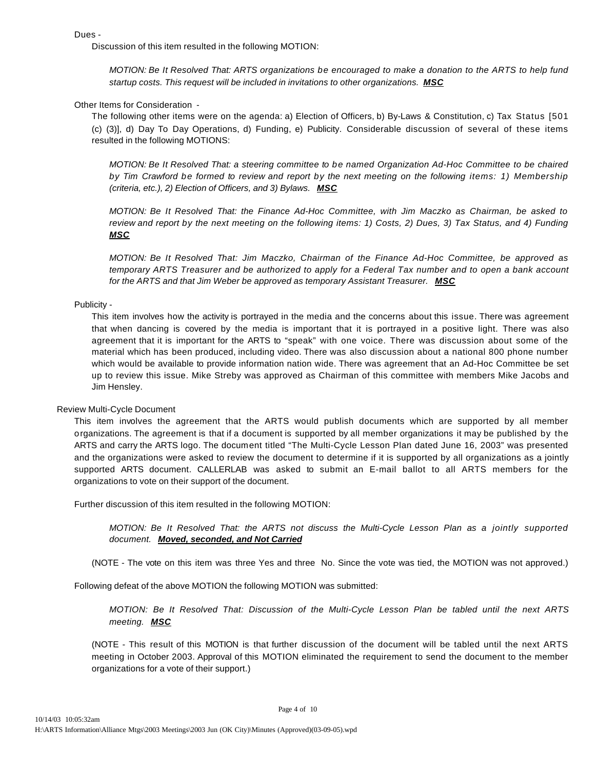Dues -

Discussion of this item resulted in the following MOTION:

*MOTION: Be It Resolved That: ARTS organizations be encouraged to make a donation to the ARTS to help fund startup costs. This request will be included in invitations to other organizations.* ***MSC***

Other Items for Consideration -

The following other items were on the agenda: a) Election of Officers, b) By-Laws & Constitution, c) Tax Status [501 (c) (3)], d) Day To Day Operations, d) Funding, e) Publicity. Considerable discussion of several of these items resulted in the following MOTIONS:

*MOTION: Be It Resolved That: a steering committee to be named Organization Ad-Hoc Committee to be chaired by Tim Crawford be formed to review and report by the next meeting on the following items: 1) Membership (criteria, etc.), 2) Election of Officers, and 3) Bylaws.* ***MSC***

*MOTION: Be It Resolved That: the Finance Ad-Hoc Committee, with Jim Maczko as Chairman, be asked to review and report by the next meeting on the following items: 1) Costs, 2) Dues, 3) Tax Status, and 4) Funding* ***MSC***

*MOTION: Be It Resolved That: Jim Maczko, Chairman of the Finance Ad-Hoc Committee, be approved as temporary ARTS Treasurer and be authorized to apply for a Federal Tax number and to open a bank account for the ARTS and that Jim Weber be approved as temporary Assistant Treasurer.* ***MSC***

Publicity -

This item involves how the activity is portrayed in the media and the concerns about this issue. There was agreement that when dancing is covered by the media is important that it is portrayed in a positive light. There was also agreement that it is important for the ARTS to "speak" with one voice. There was discussion about some of the material which has been produced, including video. There was also discussion about a national 800 phone number which would be available to provide information nation wide. There was agreement that an Ad-Hoc Committee be set up to review this issue. Mike Streby was approved as Chairman of this committee with members Mike Jacobs and Jim Hensley.

Review Multi-Cycle Document

This item involves the agreement that the ARTS would publish documents which are supported by all member organizations. The agreement is that if a document is supported by all member organizations it may be published by the ARTS and carry the ARTS logo. The document titled "The Multi-Cycle Lesson Plan dated June 16, 2003" was presented and the organizations were asked to review the document to determine if it is supported by all organizations as a jointly supported ARTS document. CALLERLAB was asked to submit an E-mail ballot to all ARTS members for the organizations to vote on their support of the document.

Further discussion of this item resulted in the following MOTION:

*MOTION: Be It Resolved That: the ARTS not discuss the Multi-Cycle Lesson Plan as a jointly supported document.* ***Moved, seconded, and Not Carried***

(NOTE - The vote on this item was three Yes and three No. Since the vote was tied, the MOTION was not approved.)

Following defeat of the above MOTION the following MOTION was submitted:

*MOTION: Be It Resolved That: Discussion of the Multi-Cycle Lesson Plan be tabled until the next ARTS meeting.* ***MSC***

(NOTE - This result of this MOTION is that further discussion of the document will be tabled until the next ARTS meeting in October 2003. Approval of this MOTION eliminated the requirement to send the document to the member organizations for a vote of their support.)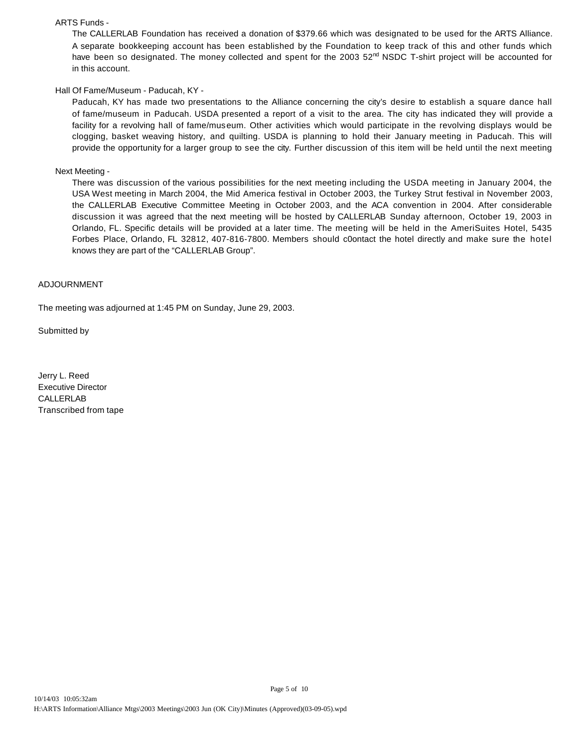ARTS Funds -

The CALLERLAB Foundation has received a donation of $379.66 which was designated to be used for the ARTS Alliance. A separate bookkeeping account has been established by the Foundation to keep track of this and other funds which have been so designated. The money collected and spent for the 2003 52nd NSDC T-shirt project will be accounted for in this account.

Hall Of Fame/Museum - Paducah, KY -

Paducah, KY has made two presentations to the Alliance concerning the city's desire to establish a square dance hall of fame/museum in Paducah. USDA presented a report of a visit to the area. The city has indicated they will provide a facility for a revolving hall of fame/museum. Other activities which would participate in the revolving displays would be clogging, basket weaving history, and quilting. USDA is planning to hold their January meeting in Paducah. This will provide the opportunity for a larger group to see the city. Further discussion of this item will be held until the next meeting

Next Meeting -

There was discussion of the various possibilities for the next meeting including the USDA meeting in January 2004, the USA West meeting in March 2004, the Mid America festival in October 2003, the Turkey Strut festival in November 2003, the CALLERLAB Executive Committee Meeting in October 2003, and the ACA convention in 2004. After considerable discussion it was agreed that the next meeting will be hosted by CALLERLAB Sunday afternoon, October 19, 2003 in Orlando, FL. Specific details will be provided at a later time. The meeting will be held in the AmeriSuites Hotel, 5435 Forbes Place, Orlando, FL 32812, 407-816-7800. Members should c0ontact the hotel directly and make sure the hotel knows they are part of the "CALLERLAB Group".

ADJOURNMENT

The meeting was adjourned at 1:45 PM on Sunday, June 29, 2003.

Submitted by

Jerry L. Reed
Executive Director
CALLERLAB
Transcribed from tape

10/14/03 10:05:32am
H:\ARTS Information\Alliance Mtgs\2003 Meetings\2003 Jun (OK City)\Minutes (Approved)(03-09-05).wpd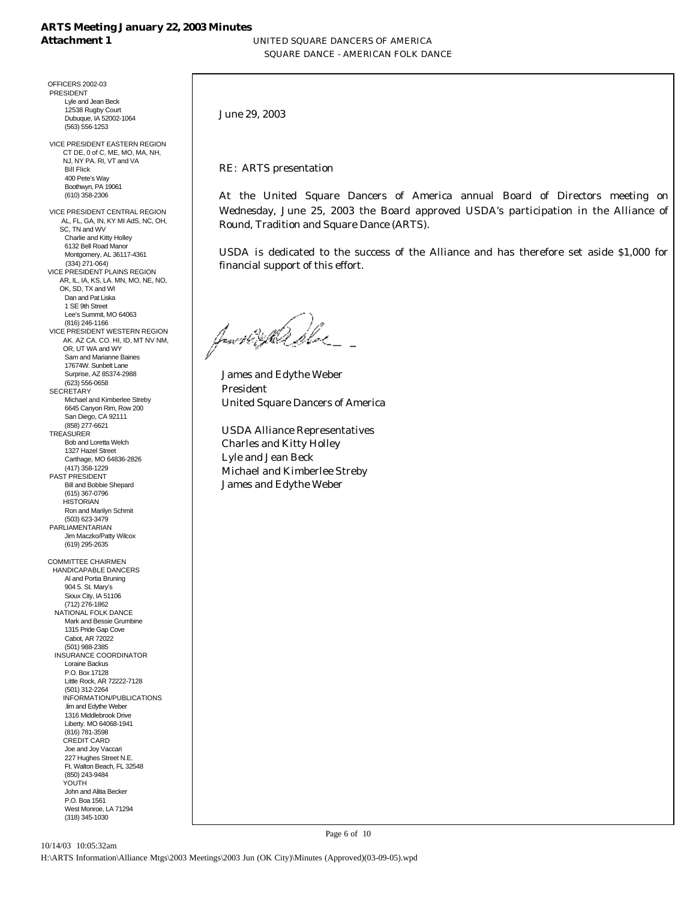**ARTS Meeting January 22, 2003 Minutes**
**Attachment 1**

UNITED SQUARE DANCERS OF AMERICA
SQUARE DANCE - AMERICAN FOLK DANCE

OFFICERS 2002-03

PRESIDENT
Lyle and Jean Beck
12538 Rugby Court
Dubuque, IA 52002-1064
(563) 556-1253

VICE PRESIDENT EASTERN REGION
CT DE, 0 of C, ME, MO, MA, NH, NJ, NY PA. RI, VT and VA
Bill Flick
400 Pete's Way
Boothwyn, PA 19061
(610) 358-2306

VICE PRESIDENT CENTRAL REGION
AL, FL, GA, IN, KY MI AdS, NC, OH, SC, TN and WV
Charlie and Kitty Holley
6132 Bell Road Manor
Montgomery, AL 36117-4361
(334) 271-064)

VICE PRESIDENT PLAINS REGION
AR, IL, IA, KS, LA. MN, MO, NE, NO, OK, SD, TX and WI
Dan and Pat Liska
1 SE 9th Street
Lee's Summit, MO 64063
(816) 246-1166

VICE PRESIDENT WESTERN REGION
AK. AZ CA. CO. HI, ID, MT NV NM, OR, UT WA and WY
Sam and Marianne Baines
17674W. Sunbelt Lane
Surprise, AZ 85374-2988
(623) 556-0658

SECRETARY
Michael and Kimberlee Streby
6645 Canyon Rim, Row 200
San Diego, CA 92111
(858) 277-6621

TREASURER
Bob and Loretta Welch
1327 Hazel Street
Carthage, MO 64836-2826
(417) 358-1229

PAST PRESIDENT
Bill and Bobbie Shepard
(615) 367-0796

HISTORIAN
Ron and Marilyn Schmit
(503) 623-3479

PARLIAMENTARIAN
Jim Maczko/Patty Wilcox
(619) 295-2635

COMMITTEE CHAIRMEN

HANDICAPABLE DANCERS
Al and Portia Bruning
904 5. St. Mary's
Sioux City, IA 51106
(712) 276-1862

NATIONAL FOLK DANCE
Mark and Bessie Grumbine
1315 Pride Gap Cove
Cabot, AR 72022
(501) 988-2385

INSURANCE COORDINATOR
Loraine Backus
P.O. Box 17128
Little Rock, AR 72222-7128
(501) 312-2264

INFORMATION/PUBLICATIONS
.lim and Edythe Weber
1316 Middlebrook Drive
Liberty. MO 64068-1941
(816) 781-3598

CREDIT CARD
Joe and Joy Vaccari
227 Hughes Street N.E.
Ft. Walton Beach, FL 32548
(850) 243-9484

YOUTH
John and Alitia Becker
P.O. Boa 1561
West Monroe, LA 71294
(318) 345-1030

June 29, 2003

RE: ARTS presentation

At the United Square Dancers of America annual Board of Directors meeting on Wednesday, June 25, 2003 the Board approved USDA's participation in the Alliance of Round, Tradition and Square Dance (ARTS).

USDA is dedicated to the success of the Alliance and has therefore set aside $1,000 for financial support of this effort.

James and Edythe Weber
President
United Square Dancers of America

USDA Alliance Representatives
Charles and Kitty Holley
Lyle and Jean Beck
Michael and Kimberlee Streby
James and Edythe Weber

10/14/03 10:05:32am
H:\ARTS Information\Alliance Mtgs\2003 Meetings\2003 Jun (OK City)\Minutes (Approved)(03-09-05).wpd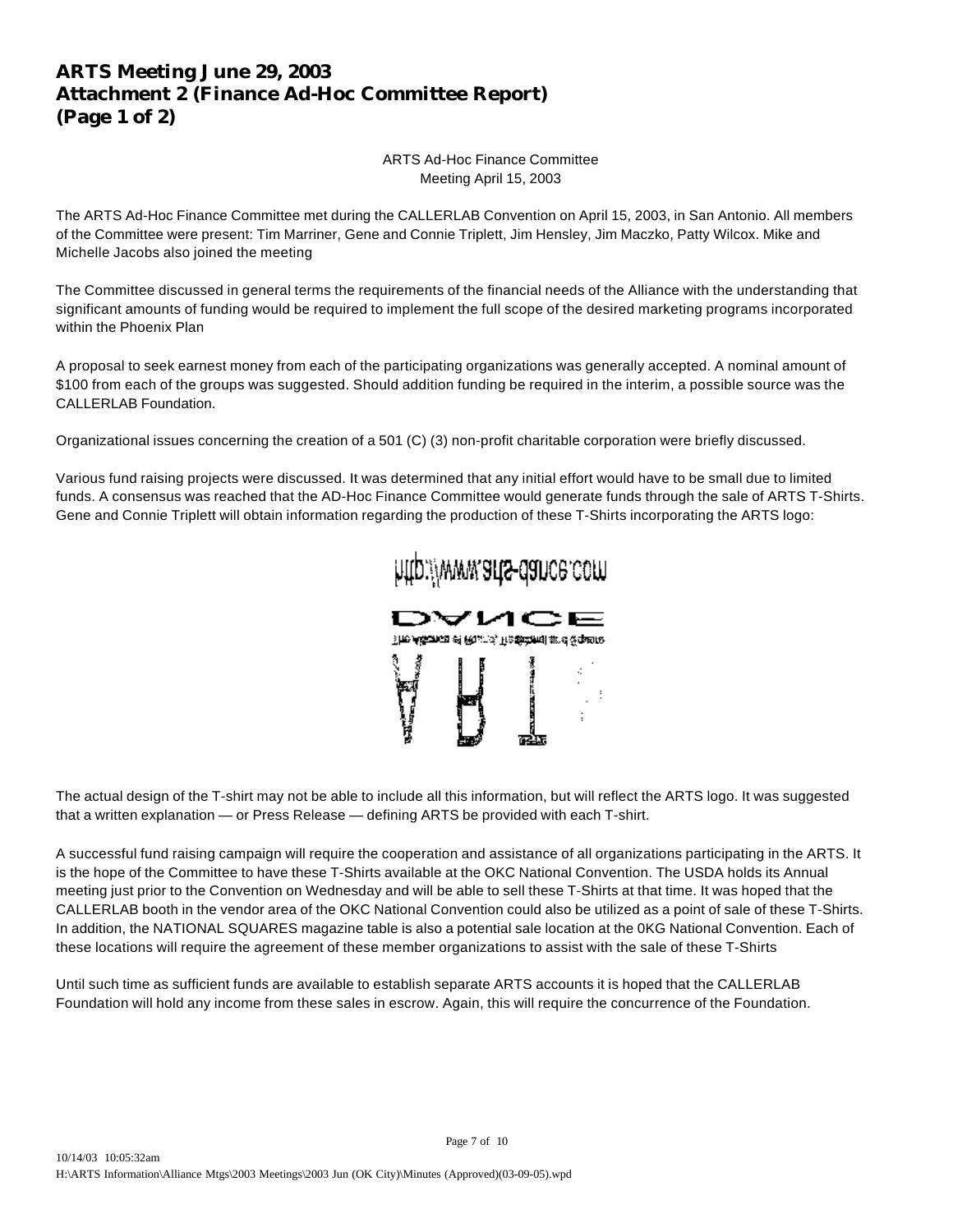# ARTS Meeting June 29, 2003
# Attachment 2 (Finance Ad-Hoc Committee Report)
# (Page 1 of 2)

ARTS Ad-Hoc Finance Committee
Meeting April 15, 2003

The ARTS Ad-Hoc Finance Committee met during the CALLERLAB Convention on April 15, 2003, in San Antonio. All members of the Committee were present: Tim Marriner, Gene and Connie Triplett, Jim Hensley, Jim Maczko, Patty Wilcox. Mike and Michelle Jacobs also joined the meeting

The Committee discussed in general terms the requirements of the financial needs of the Alliance with the understanding that significant amounts of funding would be required to implement the full scope of the desired marketing programs incorporated within the Phoenix Plan

A proposal to seek earnest money from each of the participating organizations was generally accepted. A nominal amount of $100 from each of the groups was suggested. Should addition funding be required in the interim, a possible source was the CALLERLAB Foundation.

Organizational issues concerning the creation of a 501 (C) (3) non-profit charitable corporation were briefly discussed.

Various fund raising projects were discussed. It was determined that any initial effort would have to be small due to limited funds. A consensus was reached that the AD-Hoc Finance Committee would generate funds through the sale of ARTS T-Shirts. Gene and Connie Triplett will obtain information regarding the production of these T-Shirts incorporating the ARTS logo:

The actual design of the T-shirt may not be able to include all this information, but will reflect the ARTS logo. It was suggested that a written explanation — or Press Release — defining ARTS be provided with each T-shirt.

A successful fund raising campaign will require the cooperation and assistance of all organizations participating in the ARTS. It is the hope of the Committee to have these T-Shirts available at the OKC National Convention. The USDA holds its Annual meeting just prior to the Convention on Wednesday and will be able to sell these T-Shirts at that time. It was hoped that the CALLERLAB booth in the vendor area of the OKC National Convention could also be utilized as a point of sale of these T-Shirts. In addition, the NATIONAL SQUARES magazine table is also a potential sale location at the 0KG National Convention. Each of these locations will require the agreement of these member organizations to assist with the sale of these T-Shirts

Until such time as sufficient funds are available to establish separate ARTS accounts it is hoped that the CALLERLAB Foundation will hold any income from these sales in escrow. Again, this will require the concurrence of the Foundation.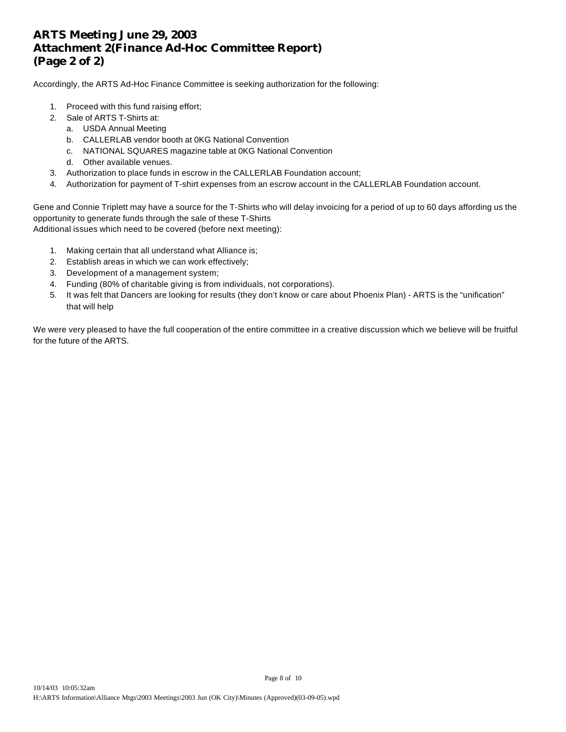# ARTS Meeting June 29, 2003
# Attachment 2(Finance Ad-Hoc Committee Report)
# (Page 2 of 2)

Accordingly, the ARTS Ad-Hoc Finance Committee is seeking authorization for the following:

1. Proceed with this fund raising effort;
2. Sale of ARTS T-Shirts at:
   a. USDA Annual Meeting
   b. CALLERLAB vendor booth at 0KG National Convention
   c. NATIONAL SQUARES magazine table at 0KG National Convention
   d. Other available venues.
3. Authorization to place funds in escrow in the CALLERLAB Foundation account;
4. Authorization for payment of T-shirt expenses from an escrow account in the CALLERLAB Foundation account.

Gene and Connie Triplett may have a source for the T-Shirts who will delay invoicing for a period of up to 60 days affording us the opportunity to generate funds through the sale of these T-Shirts
Additional issues which need to be covered (before next meeting):

1. Making certain that all understand what Alliance is;
2. Establish areas in which we can work effectively;
3. Development of a management system;
4. Funding (80% of charitable giving is from individuals, not corporations).
5. It was felt that Dancers are looking for results (they don't know or care about Phoenix Plan) - ARTS is the "unification" that will help

We were very pleased to have the full cooperation of the entire committee in a creative discussion which we believe will be fruitful for the future of the ARTS.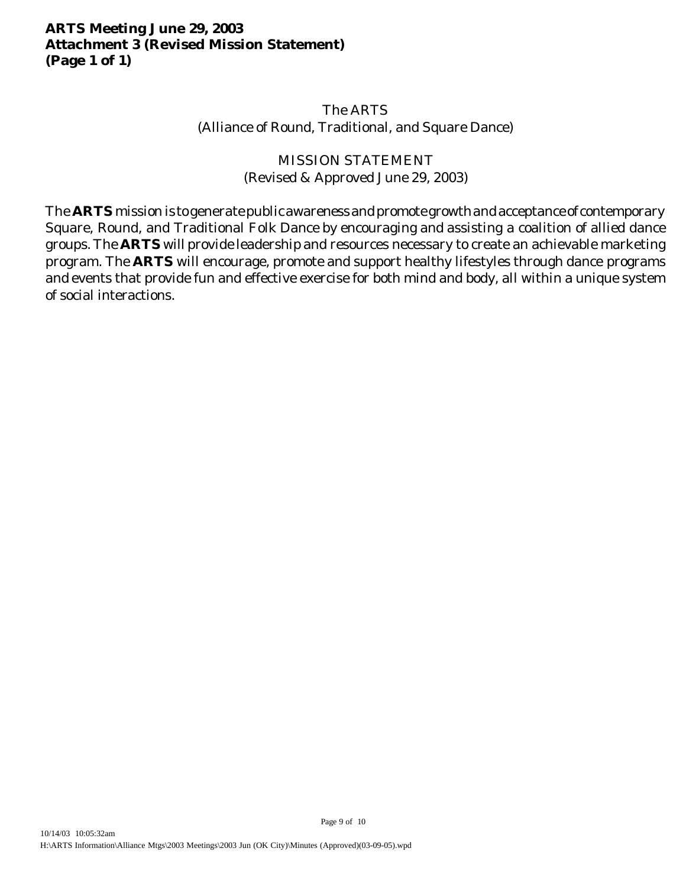**ARTS Meeting June 29, 2003**
**Attachment 3 (Revised Mission Statement)**
**(Page 1 of 1)**

# The ARTS
## (Alliance of Round, Traditional, and Square Dance)

## MISSION STATEMENT
(Revised & Approved June 29, 2003)

The **ARTS** mission is to generate public awareness and promote growth and acceptance of contemporary Square, Round, and Traditional Folk Dance by encouraging and assisting a coalition of allied dance groups. The **ARTS** will provide leadership and resources necessary to create an achievable marketing program. The **ARTS** will encourage, promote and support healthy lifestyles through dance programs and events that provide fun and effective exercise for both mind and body, all within a unique system of social interactions.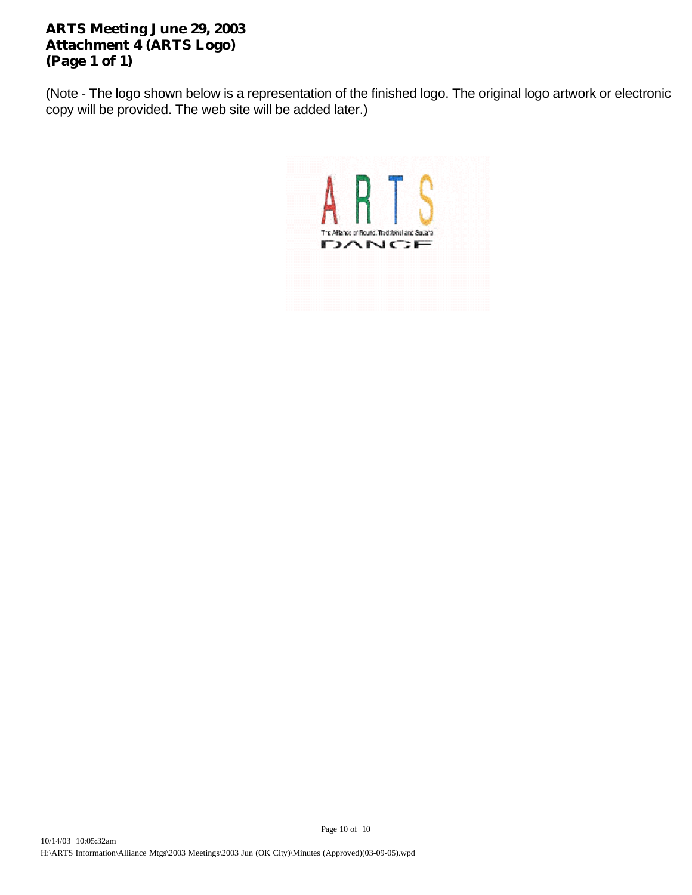**ARTS Meeting June 29, 2003**
**Attachment 4 (ARTS Logo)**
**(Page 1 of 1)**

(Note - The logo shown below is a representation of the finished logo. The original logo artwork or electronic copy will be provided. The web site will be added later.)

ARTS

The Alliance of Round, Traditional and Square

DANCE

10/14/03 10:05:32am
H:\ARTS Information\Alliance Mtgs\2003 Meetings\2003 Jun (OK City)\Minutes (Approved)(03-09-05).wpd